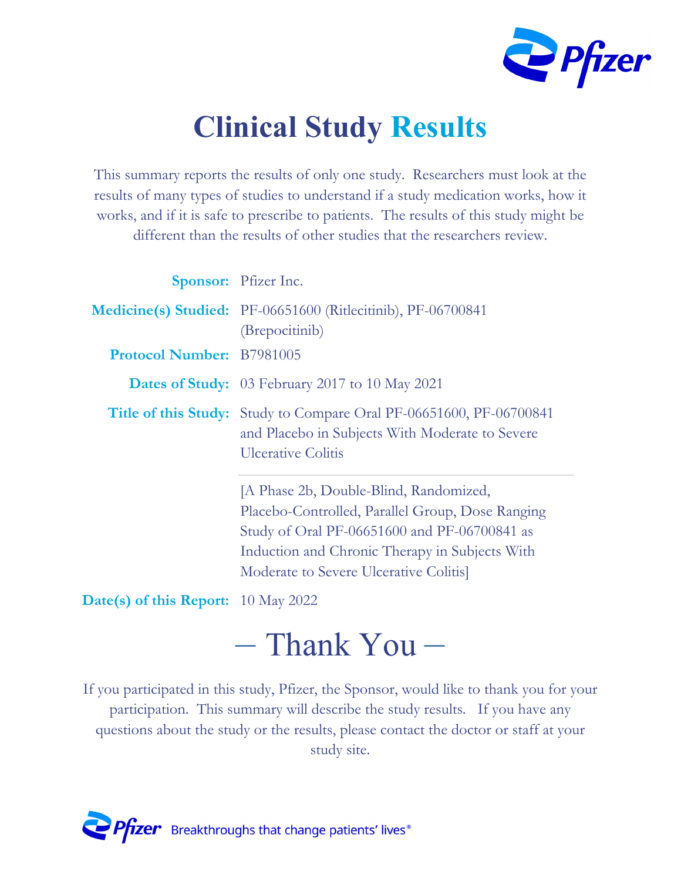# Clinical Study Results

This summary reports the results of only one study. Researchers must look at the results of many types of studies to understand if a study medication works, how it works, and if it is safe to prescribe to patients. The results of this study might be different than the results of other studies that the researchers review.

**Sponsor:** Pfizer Inc.

**Medicine(s) Studied:** PF-06651600 (Ritlecitinib), PF-06700841 (Brepocitinib)

**Protocol Number:** B7981005

**Dates of Study:** 03 February 2017 to 10 May 2021

**Title of this Study:** Study to Compare Oral PF-06651600, PF-06700841 and Placebo in Subjects With Moderate to Severe Ulcerative Colitis

[A Phase 2b, Double-Blind, Randomized, Placebo-Controlled, Parallel Group, Dose Ranging Study of Oral PF-06651600 and PF-06700841 as Induction and Chronic Therapy in Subjects With Moderate to Severe Ulcerative Colitis]

**Date(s) of this Report:** 10 May 2022

## – Thank You –

If you participated in this study, Pfizer, the Sponsor, would like to thank you for your participation. This summary will describe the study results. If you have any questions about the study or the results, please contact the doctor or staff at your study site.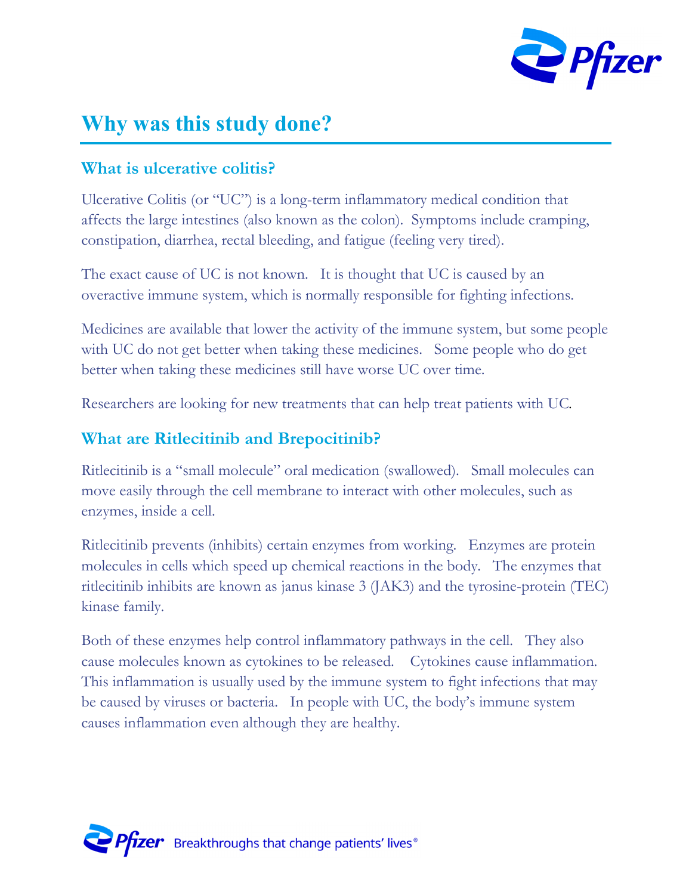# Why was this study done?

## What is ulcerative colitis?

Ulcerative Colitis (or "UC") is a long-term inflammatory medical condition that affects the large intestines (also known as the colon). Symptoms include cramping, constipation, diarrhea, rectal bleeding, and fatigue (feeling very tired).

The exact cause of UC is not known. It is thought that UC is caused by an overactive immune system, which is normally responsible for fighting infections.

Medicines are available that lower the activity of the immune system, but some people with UC do not get better when taking these medicines. Some people who do get better when taking these medicines still have worse UC over time.

Researchers are looking for new treatments that can help treat patients with UC.

## What are Ritlecitinib and Brepocitinib?

Ritlecitinib is a "small molecule" oral medication (swallowed). Small molecules can move easily through the cell membrane to interact with other molecules, such as enzymes, inside a cell.

Ritlecitinib prevents (inhibits) certain enzymes from working. Enzymes are protein molecules in cells which speed up chemical reactions in the body. The enzymes that ritlecitinib inhibits are known as janus kinase 3 (JAK3) and the tyrosine-protein (TEC) kinase family.

Both of these enzymes help control inflammatory pathways in the cell. They also cause molecules known as cytokines to be released. Cytokines cause inflammation. This inflammation is usually used by the immune system to fight infections that may be caused by viruses or bacteria. In people with UC, the body's immune system causes inflammation even although they are healthy.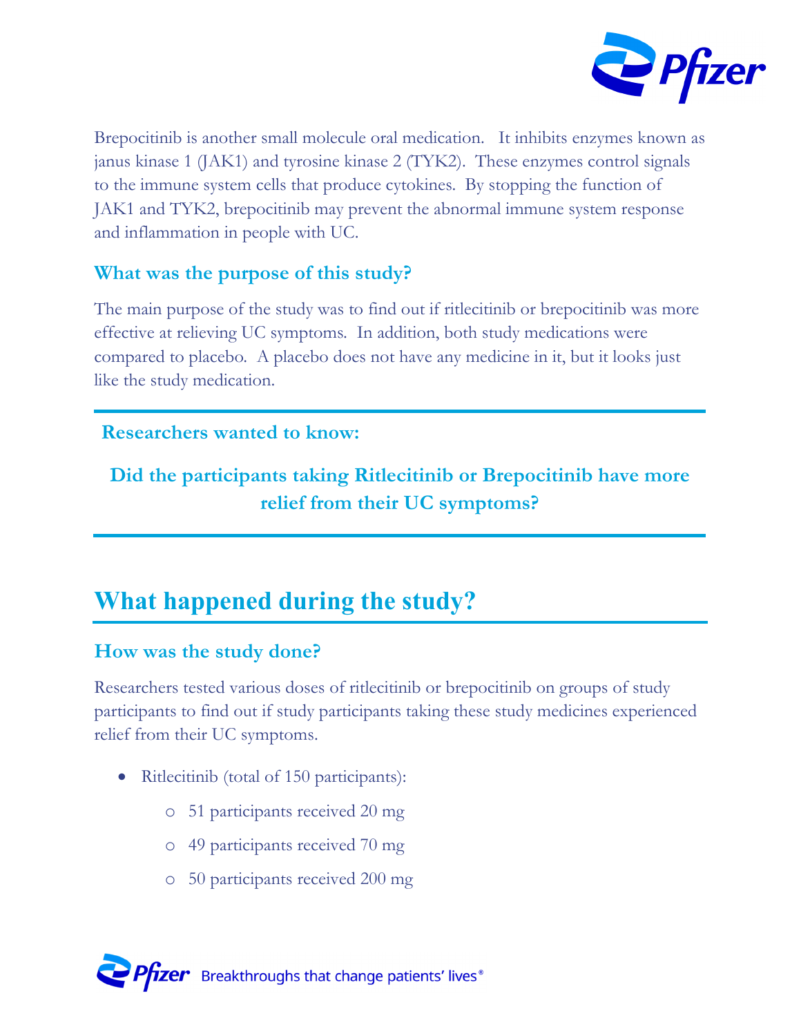Brepocitinib is another small molecule oral medication. It inhibits enzymes known as janus kinase 1 (JAK1) and tyrosine kinase 2 (TYK2). These enzymes control signals to the immune system cells that produce cytokines. By stopping the function of JAK1 and TYK2, brepocitinib may prevent the abnormal immune system response and inflammation in people with UC.

### What was the purpose of this study?

The main purpose of the study was to find out if ritlecitinib or brepocitinib was more effective at relieving UC symptoms. In addition, both study medications were compared to placebo. A placebo does not have any medicine in it, but it looks just like the study medication.

---

**Researchers wanted to know:**

**Did the participants taking Ritlecitinib or Brepocitinib have more relief from their UC symptoms?**

---

## What happened during the study?

### How was the study done?

Researchers tested various doses of ritlecitinib or brepocitinib on groups of study participants to find out if study participants taking these study medicines experienced relief from their UC symptoms.

- Ritlecitinib (total of 150 participants):
  - 51 participants received 20 mg
  - 49 participants received 70 mg
  - 50 participants received 200 mg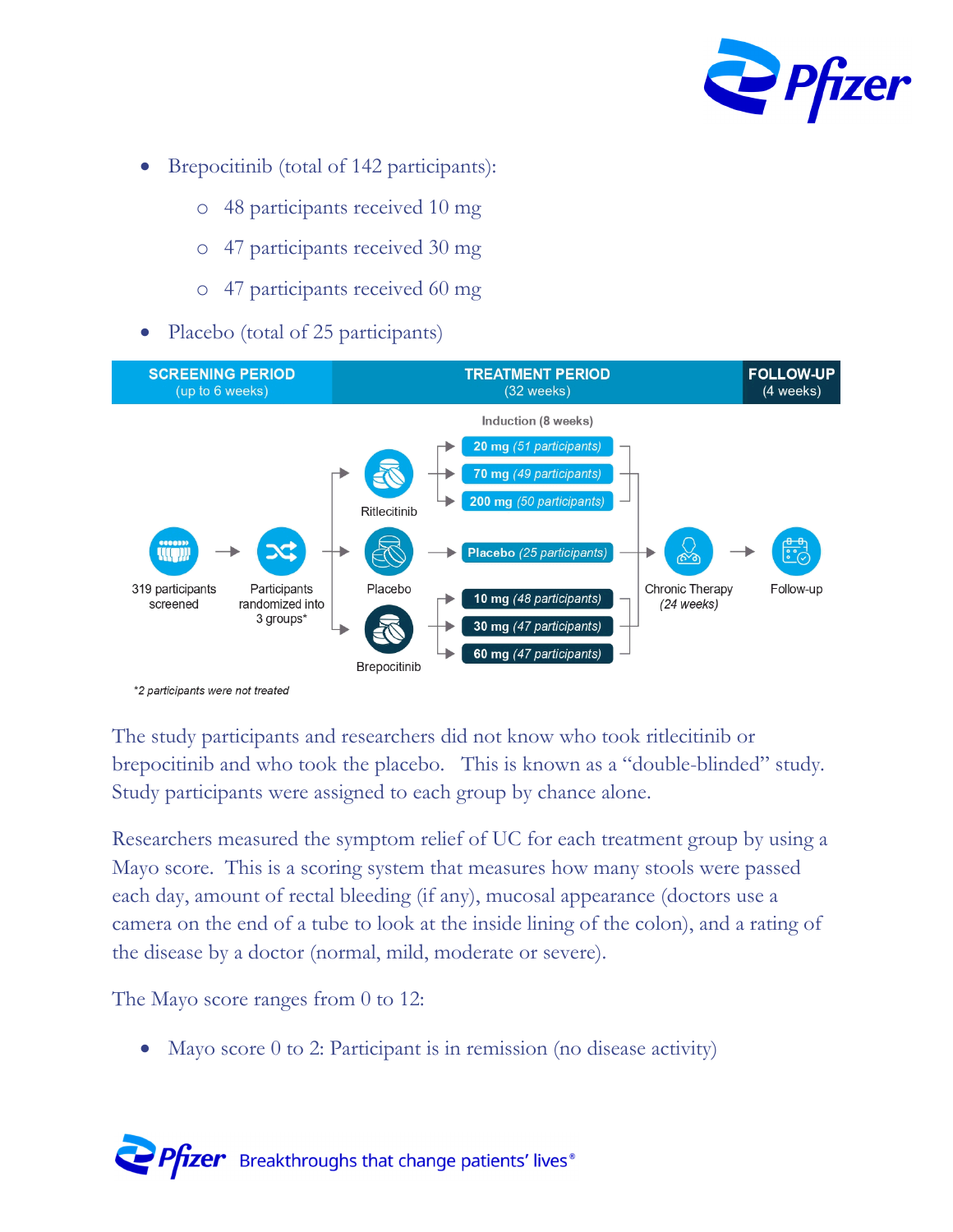- Brepocitinib (total of 142 participants):
    - 48 participants received 10 mg
    - 47 participants received 30 mg
    - 47 participants received 60 mg
- Placebo (total of 25 participants)

| SCREENING PERIOD (up to 6 weeks) | TREATMENT PERIOD (32 weeks) | FOLLOW-UP (4 weeks) |
| --- | --- | --- |

319 participants screened → Participants randomized into 3 groups* →

- Ritlecitinib — Induction (8 weeks):
    - **20 mg** *(51 participants)*
    - **70 mg** *(49 participants)*
    - **200 mg** *(50 participants)*
- Placebo:
    - **Placebo** *(25 participants)*
- Brepocitinib:
    - **10 mg** *(48 participants)*
    - **30 mg** *(47 participants)*
    - **60 mg** *(47 participants)*

→ Chronic Therapy *(24 weeks)* → Follow-up

*\*2 participants were not treated*

The study participants and researchers did not know who took ritlecitinib or brepocitinib and who took the placebo. This is known as a "double-blinded" study. Study participants were assigned to each group by chance alone.

Researchers measured the symptom relief of UC for each treatment group by using a Mayo score. This is a scoring system that measures how many stools were passed each day, amount of rectal bleeding (if any), mucosal appearance (doctors use a camera on the end of a tube to look at the inside lining of the colon), and a rating of the disease by a doctor (normal, mild, moderate or severe).

The Mayo score ranges from 0 to 12:

- Mayo score 0 to 2: Participant is in remission (no disease activity)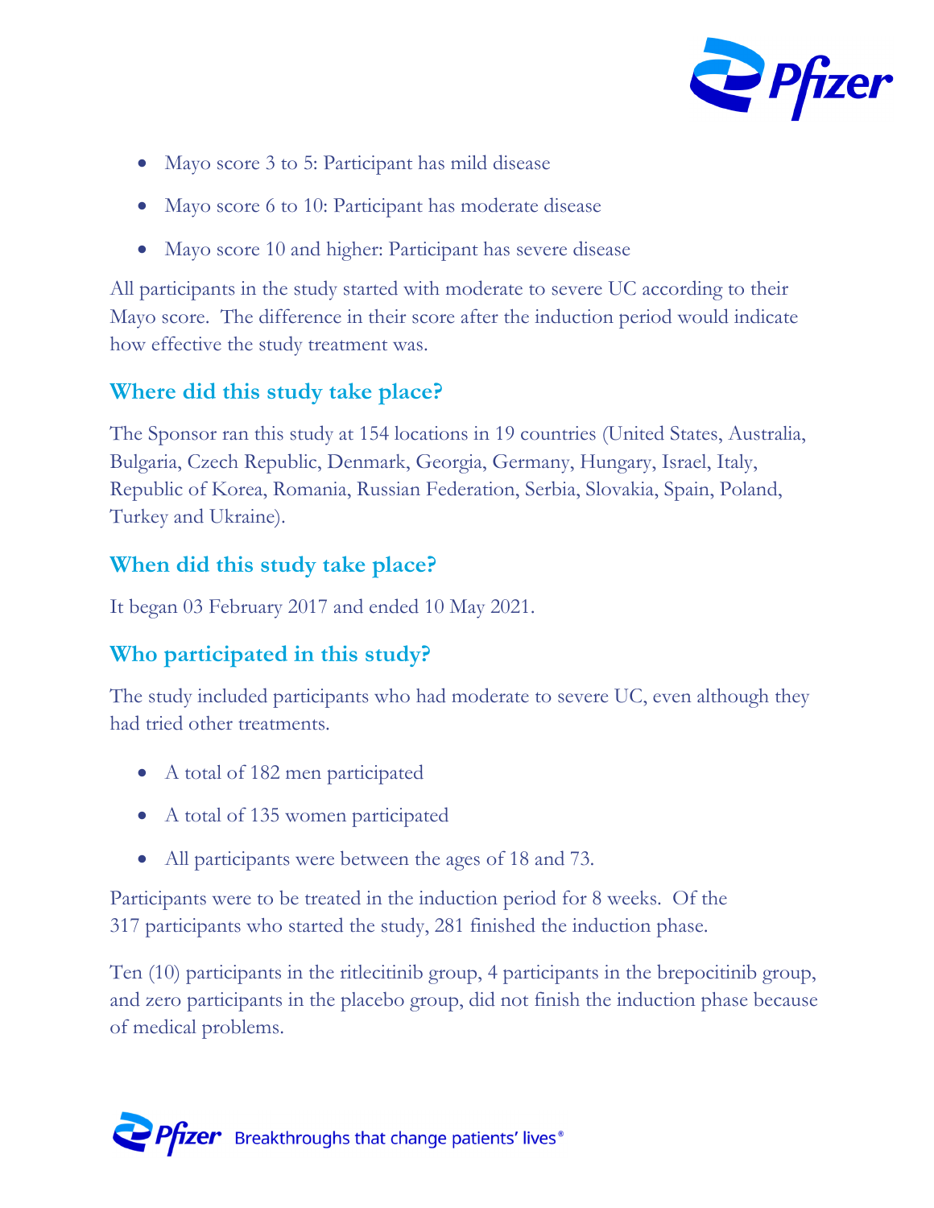- Mayo score 3 to 5: Participant has mild disease
- Mayo score 6 to 10: Participant has moderate disease
- Mayo score 10 and higher: Participant has severe disease

All participants in the study started with moderate to severe UC according to their Mayo score. The difference in their score after the induction period would indicate how effective the study treatment was.

## Where did this study take place?

The Sponsor ran this study at 154 locations in 19 countries (United States, Australia, Bulgaria, Czech Republic, Denmark, Georgia, Germany, Hungary, Israel, Italy, Republic of Korea, Romania, Russian Federation, Serbia, Slovakia, Spain, Poland, Turkey and Ukraine).

## When did this study take place?

It began 03 February 2017 and ended 10 May 2021.

## Who participated in this study?

The study included participants who had moderate to severe UC, even although they had tried other treatments.

- A total of 182 men participated
- A total of 135 women participated
- All participants were between the ages of 18 and 73.

Participants were to be treated in the induction period for 8 weeks. Of the 317 participants who started the study, 281 finished the induction phase.

Ten (10) participants in the ritlecitinib group, 4 participants in the brepocitinib group, and zero participants in the placebo group, did not finish the induction phase because of medical problems.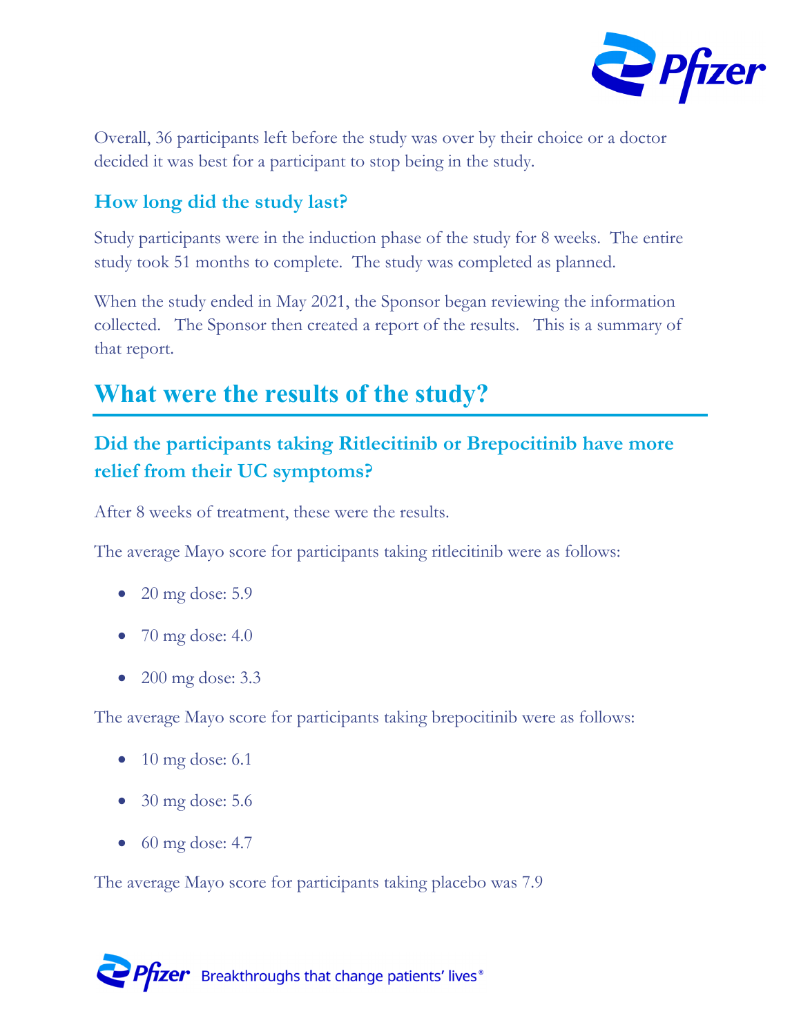Overall, 36 participants left before the study was over by their choice or a doctor decided it was best for a participant to stop being in the study.

### How long did the study last?

Study participants were in the induction phase of the study for 8 weeks. The entire study took 51 months to complete. The study was completed as planned.

When the study ended in May 2021, the Sponsor began reviewing the information collected. The Sponsor then created a report of the results. This is a summary of that report.

## What were the results of the study?

### Did the participants taking Ritlecitinib or Brepocitinib have more relief from their UC symptoms?

After 8 weeks of treatment, these were the results.

The average Mayo score for participants taking ritlecitinib were as follows:

- 20 mg dose: 5.9
- 70 mg dose: 4.0
- 200 mg dose: 3.3

The average Mayo score for participants taking brepocitinib were as follows:

- 10 mg dose: 6.1
- 30 mg dose: 5.6
- 60 mg dose: 4.7

The average Mayo score for participants taking placebo was 7.9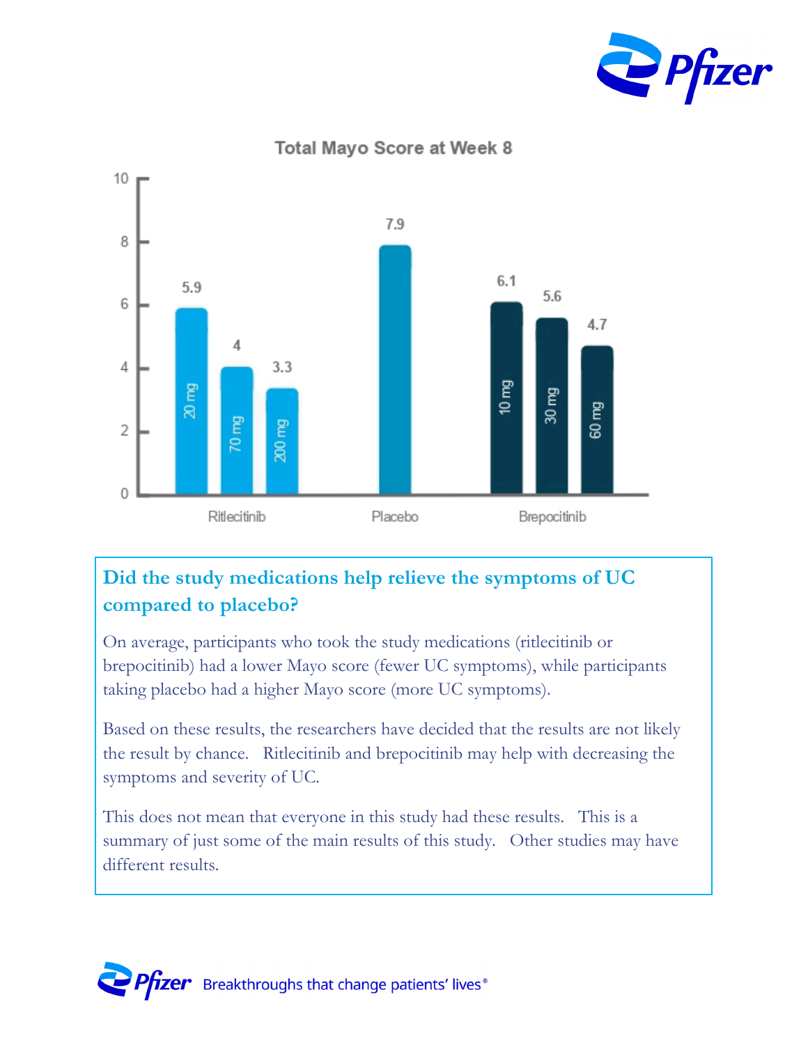Total Mayo Score at Week 8

| Treatment | Dose | Total Mayo Score at Week 8 |
| --- | --- | --- |
| Ritlecitinib | 20 mg | 5.9 |
| Ritlecitinib | 70 mg | 4 |
| Ritlecitinib | 200 mg | 3.3 |
| Placebo | | 7.9 |
| Brepocitinib | 10 mg | 6.1 |
| Brepocitinib | 30 mg | 5.6 |
| Brepocitinib | 60 mg | 4.7 |

## Did the study medications help relieve the symptoms of UC compared to placebo?

On average, participants who took the study medications (ritlecitinib or brepocitinib) had a lower Mayo score (fewer UC symptoms), while participants taking placebo had a higher Mayo score (more UC symptoms).

Based on these results, the researchers have decided that the results are not likely the result by chance. Ritlecitinib and brepocitinib may help with decreasing the symptoms and severity of UC.

This does not mean that everyone in this study had these results. This is a summary of just some of the main results of this study. Other studies may have different results.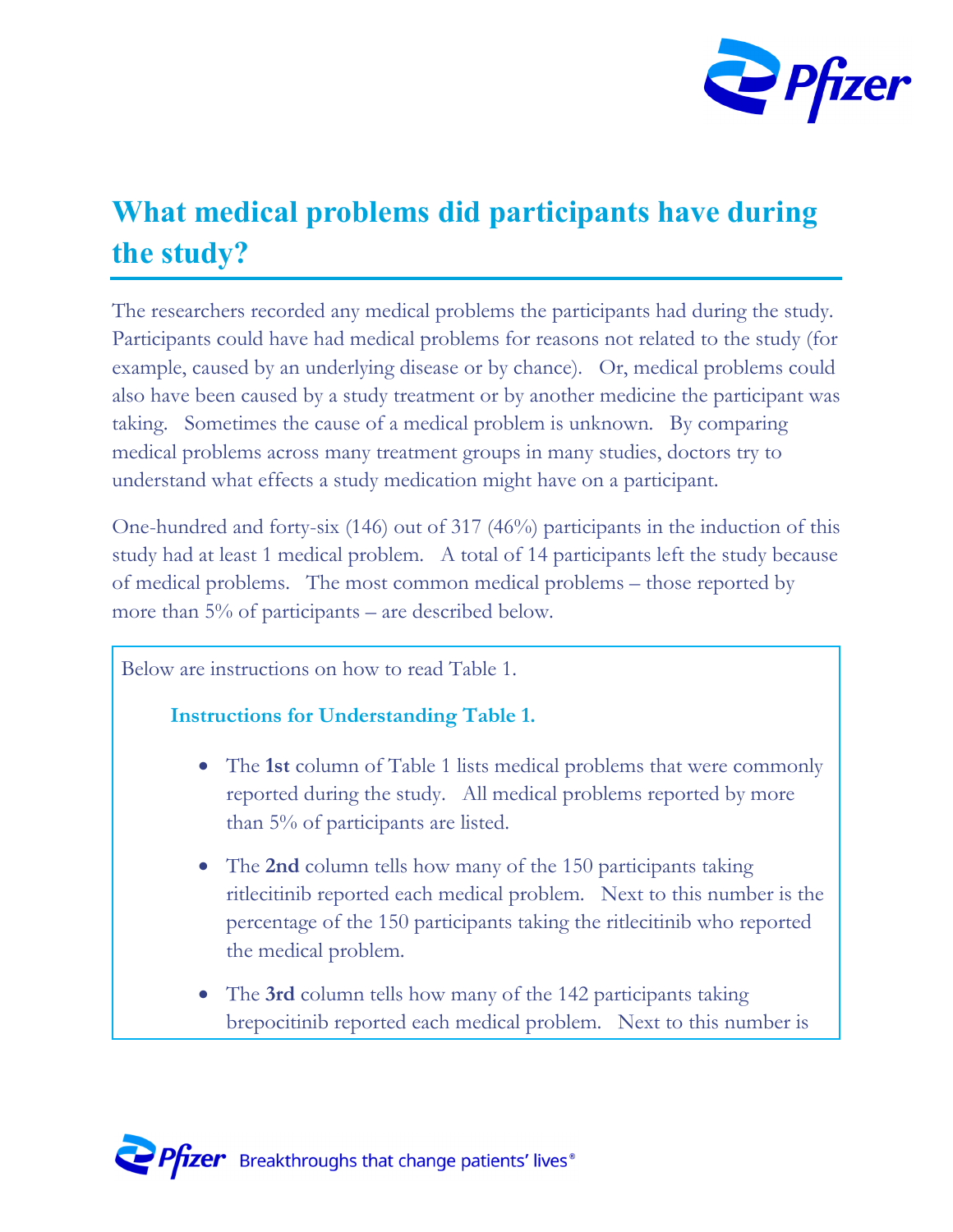## What medical problems did participants have during the study?

The researchers recorded any medical problems the participants had during the study. Participants could have had medical problems for reasons not related to the study (for example, caused by an underlying disease or by chance). Or, medical problems could also have been caused by a study treatment or by another medicine the participant was taking. Sometimes the cause of a medical problem is unknown. By comparing medical problems across many treatment groups in many studies, doctors try to understand what effects a study medication might have on a participant.

One-hundred and forty-six (146) out of 317 (46%) participants in the induction of this study had at least 1 medical problem. A total of 14 participants left the study because of medical problems. The most common medical problems – those reported by more than 5% of participants – are described below.

Below are instructions on how to read Table 1.

### Instructions for Understanding Table 1.

- The **1st** column of Table 1 lists medical problems that were commonly reported during the study. All medical problems reported by more than 5% of participants are listed.
- The **2nd** column tells how many of the 150 participants taking ritlecitinib reported each medical problem. Next to this number is the percentage of the 150 participants taking the ritlecitinib who reported the medical problem.
- The **3rd** column tells how many of the 142 participants taking brepocitinib reported each medical problem. Next to this number is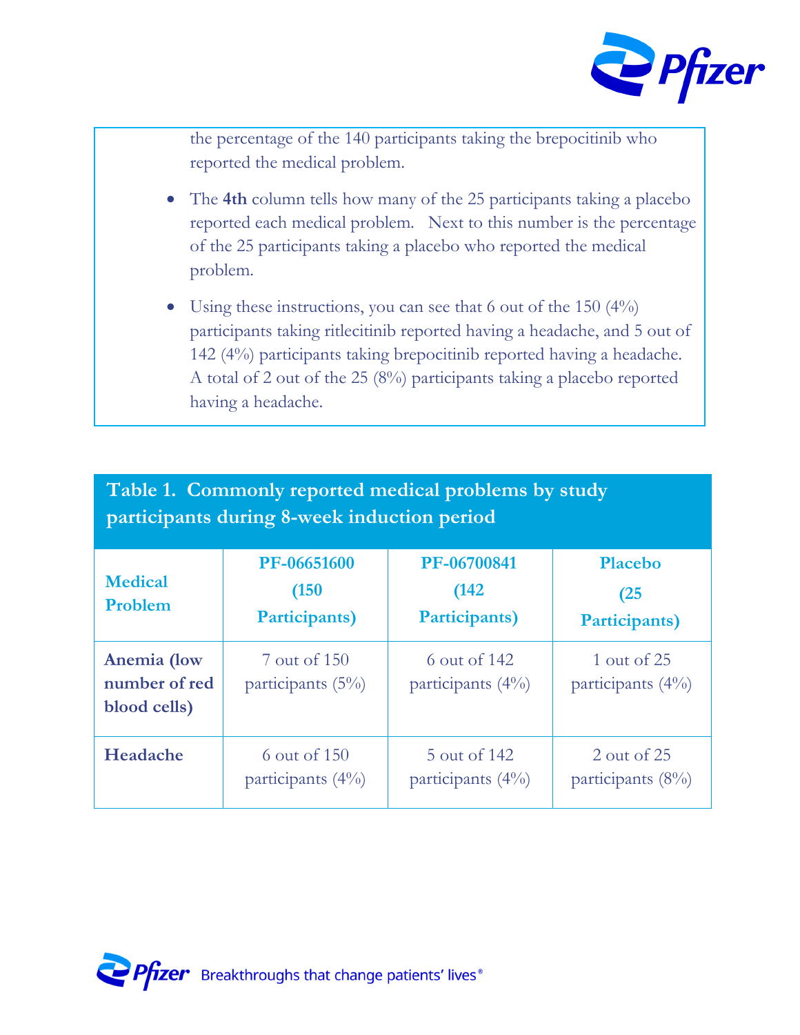the percentage of the 140 participants taking the brepocitinib who reported the medical problem.

- The **4th** column tells how many of the 25 participants taking a placebo reported each medical problem. Next to this number is the percentage of the 25 participants taking a placebo who reported the medical problem.
- Using these instructions, you can see that 6 out of the 150 (4%) participants taking ritlecitinib reported having a headache, and 5 out of 142 (4%) participants taking brepocitinib reported having a headache. A total of 2 out of the 25 (8%) participants taking a placebo reported having a headache.

**Table 1. Commonly reported medical problems by study participants during 8-week induction period**

| Medical Problem | PF-06651600 (150 Participants) | PF-06700841 (142 Participants) | Placebo (25 Participants) |
|---|---|---|---|
| **Anemia (low number of red blood cells)** | 7 out of 150 participants (5%) | 6 out of 142 participants (4%) | 1 out of 25 participants (4%) |
| **Headache** | 6 out of 150 participants (4%) | 5 out of 142 participants (4%) | 2 out of 25 participants (8%) |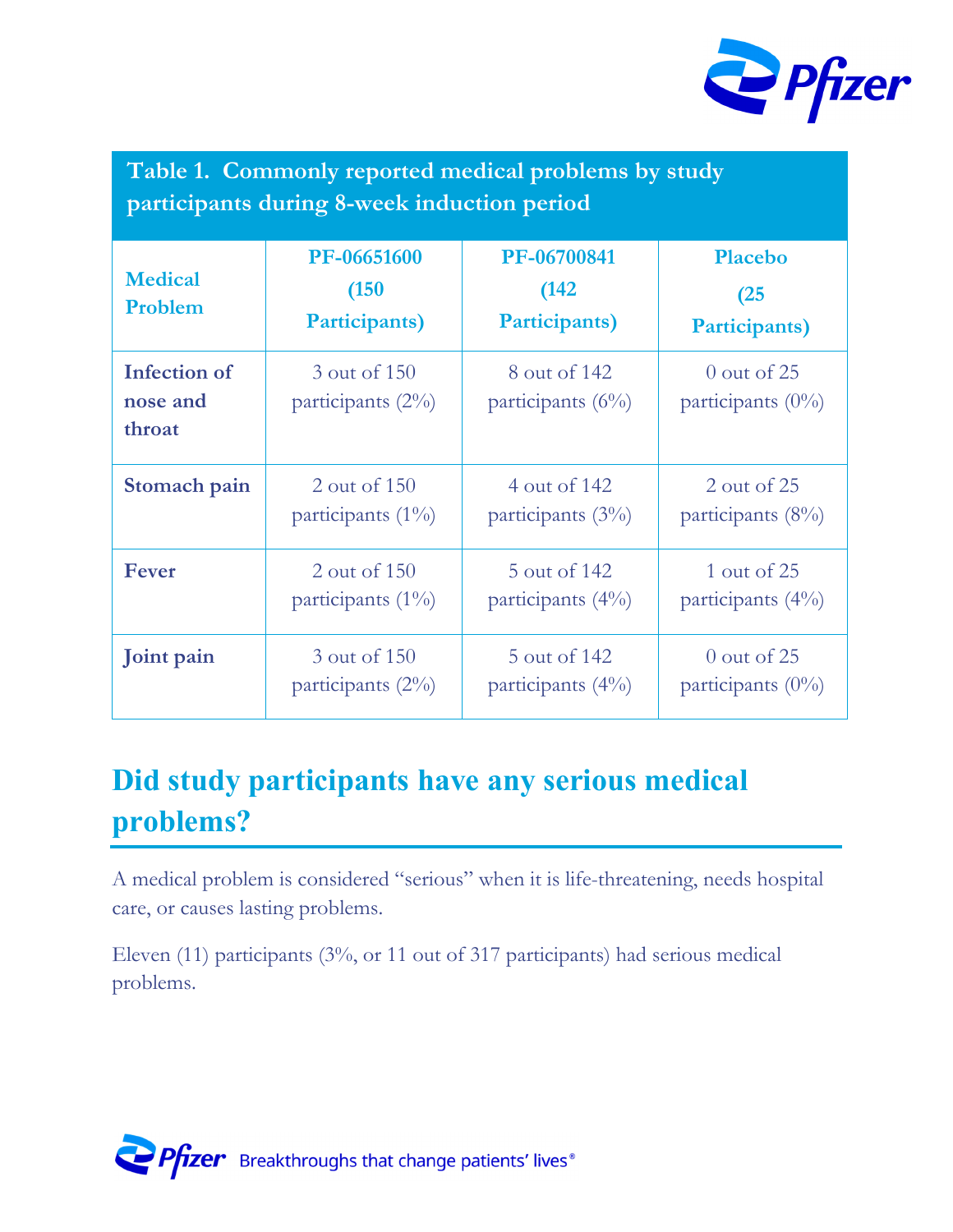| Table 1. Commonly reported medical problems by study participants during 8-week induction period | | | |
|---|---|---|---|
| **Medical Problem** | **PF-06651600 (150 Participants)** | **PF-06700841 (142 Participants)** | **Placebo (25 Participants)** |
| **Infection of nose and throat** | 3 out of 150 participants (2%) | 8 out of 142 participants (6%) | 0 out of 25 participants (0%) |
| **Stomach pain** | 2 out of 150 participants (1%) | 4 out of 142 participants (3%) | 2 out of 25 participants (8%) |
| **Fever** | 2 out of 150 participants (1%) | 5 out of 142 participants (4%) | 1 out of 25 participants (4%) |
| **Joint pain** | 3 out of 150 participants (2%) | 5 out of 142 participants (4%) | 0 out of 25 participants (0%) |

## Did study participants have any serious medical problems?

A medical problem is considered "serious" when it is life-threatening, needs hospital care, or causes lasting problems.

Eleven (11) participants (3%, or 11 out of 317 participants) had serious medical problems.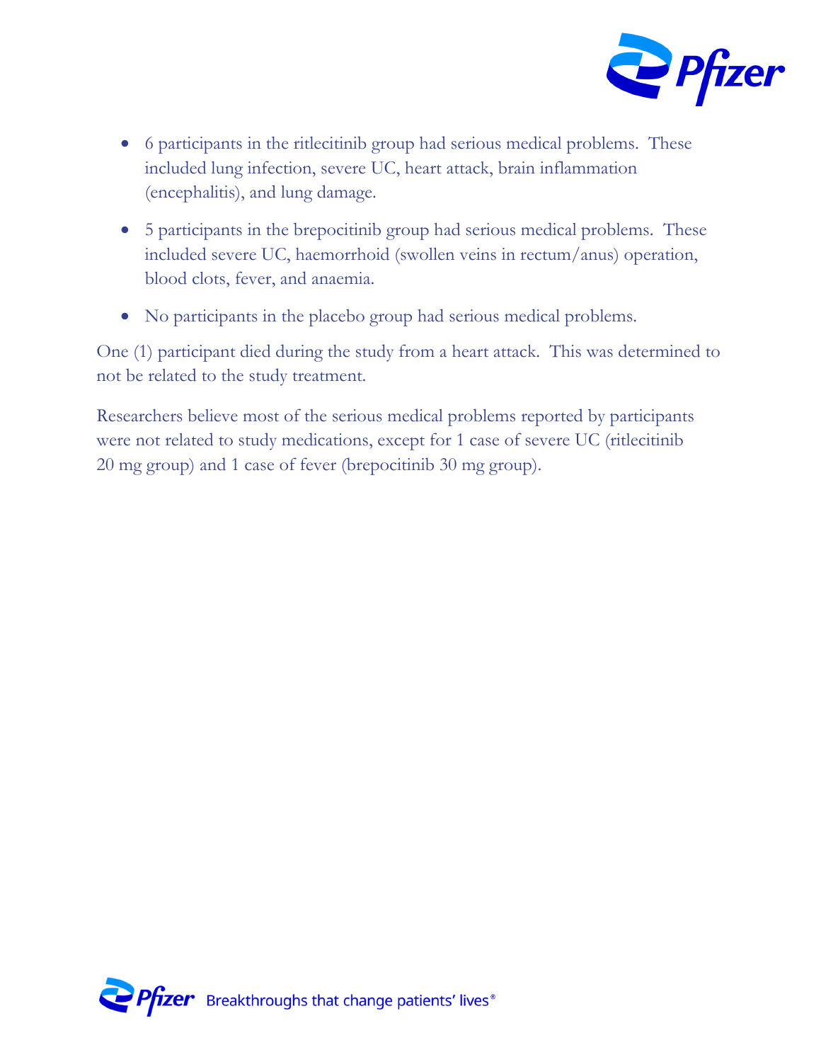- 6 participants in the ritlecitinib group had serious medical problems. These included lung infection, severe UC, heart attack, brain inflammation (encephalitis), and lung damage.
- 5 participants in the brepocitinib group had serious medical problems. These included severe UC, haemorrhoid (swollen veins in rectum/anus) operation, blood clots, fever, and anaemia.
- No participants in the placebo group had serious medical problems.

One (1) participant died during the study from a heart attack. This was determined to not be related to the study treatment.

Researchers believe most of the serious medical problems reported by participants were not related to study medications, except for 1 case of severe UC (ritlecitinib 20 mg group) and 1 case of fever (brepocitinib 30 mg group).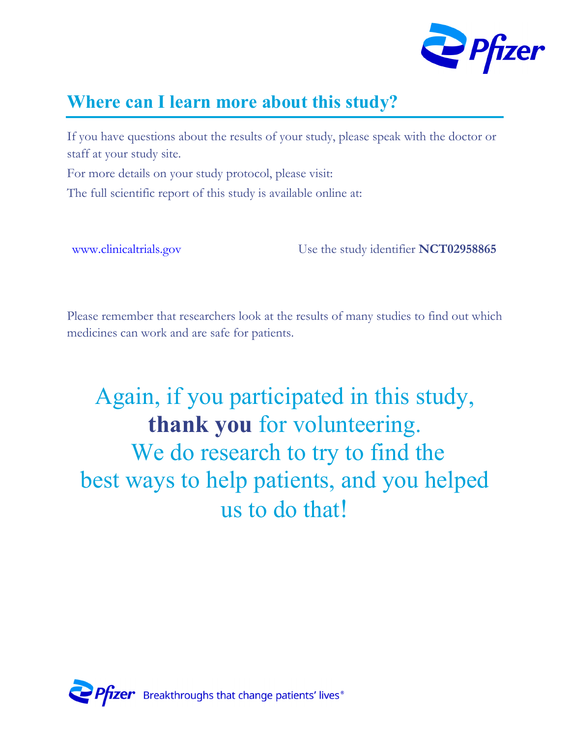## Where can I learn more about this study?

If you have questions about the results of your study, please speak with the doctor or staff at your study site.

For more details on your study protocol, please visit:

The full scientific report of this study is available online at:

www.clinicaltrials.gov     Use the study identifier **NCT02958865**

Please remember that researchers look at the results of many studies to find out which medicines can work and are safe for patients.

Again, if you participated in this study, **thank you** for volunteering. We do research to try to find the best ways to help patients, and you helped us to do that!

Pfizer Breakthroughs that change patients' lives®